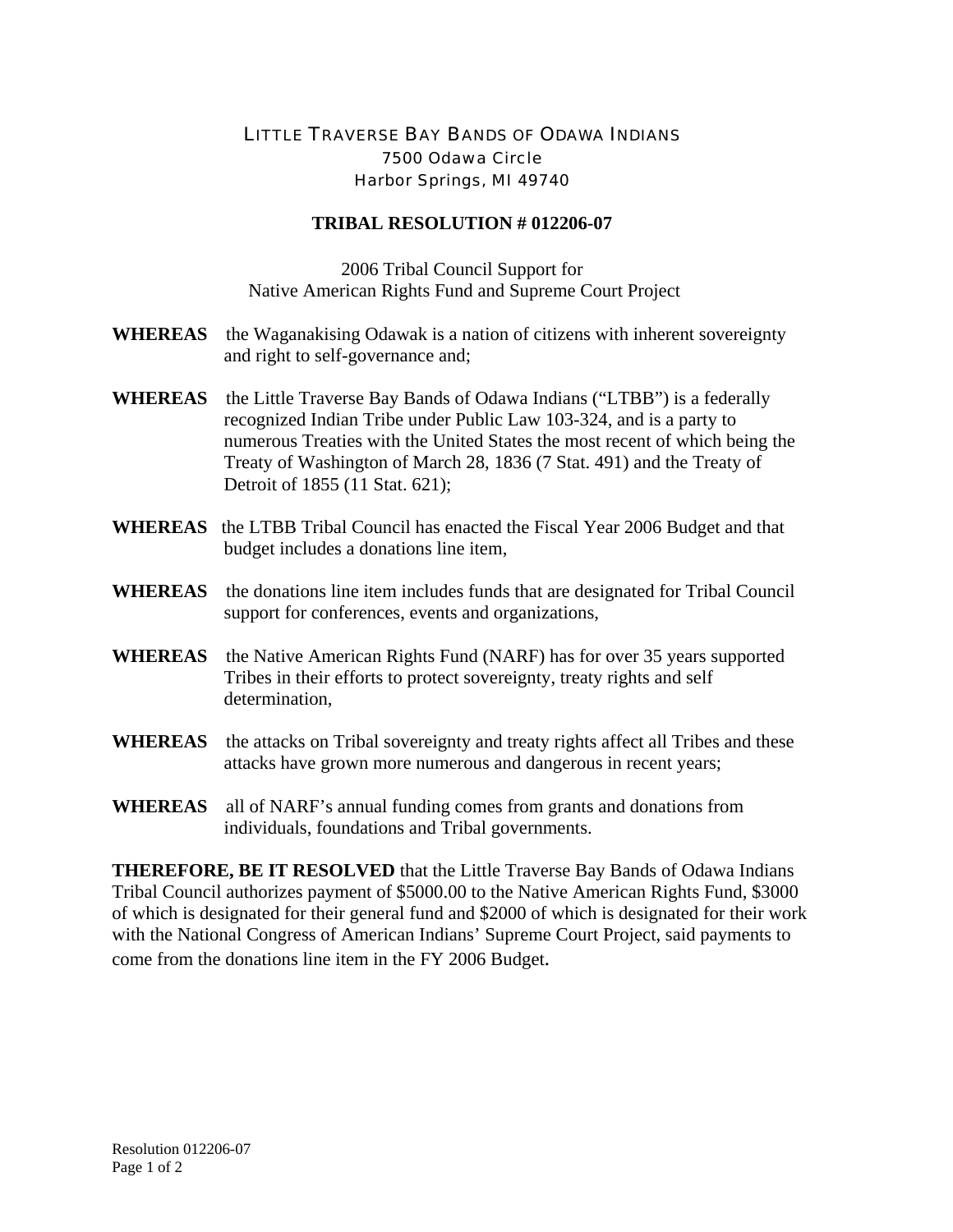# LITTLE TRAVERSE BAY BANDS OF ODAWA INDIANS

7500 Odawa Circle
Harbor Springs, MI 49740

## TRIBAL RESOLUTION # 012206-07

2006 Tribal Council Support for
Native American Rights Fund and Supreme Court Project

**WHEREAS** the Waganakising Odawak is a nation of citizens with inherent sovereignty and right to self-governance and;

**WHEREAS** the Little Traverse Bay Bands of Odawa Indians ("LTBB") is a federally recognized Indian Tribe under Public Law 103-324, and is a party to numerous Treaties with the United States the most recent of which being the Treaty of Washington of March 28, 1836 (7 Stat. 491) and the Treaty of Detroit of 1855 (11 Stat. 621);

**WHEREAS** the LTBB Tribal Council has enacted the Fiscal Year 2006 Budget and that budget includes a donations line item,

**WHEREAS** the donations line item includes funds that are designated for Tribal Council support for conferences, events and organizations,

**WHEREAS** the Native American Rights Fund (NARF) has for over 35 years supported Tribes in their efforts to protect sovereignty, treaty rights and self determination,

**WHEREAS** the attacks on Tribal sovereignty and treaty rights affect all Tribes and these attacks have grown more numerous and dangerous in recent years;

**WHEREAS** all of NARF's annual funding comes from grants and donations from individuals, foundations and Tribal governments.

**THEREFORE, BE IT RESOLVED** that the Little Traverse Bay Bands of Odawa Indians Tribal Council authorizes payment of $5000.00 to the Native American Rights Fund, $3000 of which is designated for their general fund and $2000 of which is designated for their work with the National Congress of American Indians' Supreme Court Project, said payments to come from the donations line item in the FY 2006 Budget.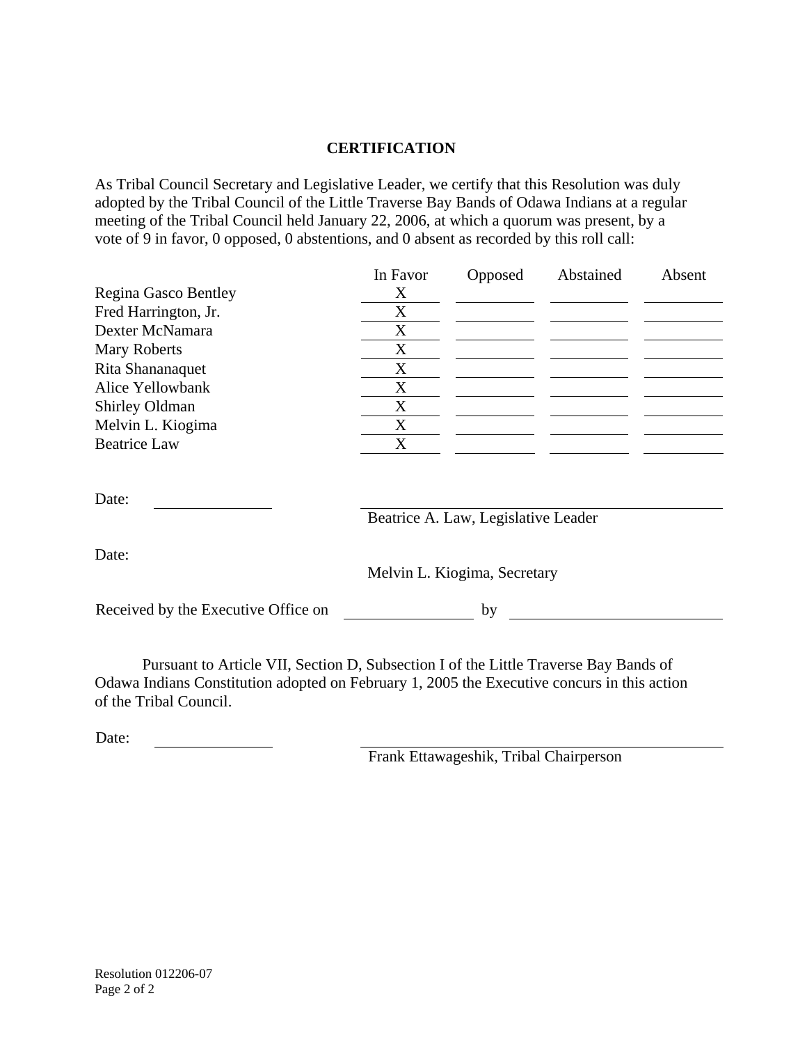## CERTIFICATION

As Tribal Council Secretary and Legislative Leader, we certify that this Resolution was duly adopted by the Tribal Council of the Little Traverse Bay Bands of Odawa Indians at a regular meeting of the Tribal Council held January 22, 2006, at which a quorum was present, by a vote of 9 in favor, 0 opposed, 0 abstentions, and 0 absent as recorded by this roll call:

| | In Favor | Opposed | Abstained | Absent |
|---|---|---|---|---|
| Regina Gasco Bentley | X | | | |
| Fred Harrington, Jr. | X | | | |
| Dexter McNamara | X | | | |
| Mary Roberts | X | | | |
| Rita Shananaquet | X | | | |
| Alice Yellowbank | X | | | |
| Shirley Oldman | X | | | |
| Melvin L. Kiogima | X | | | |
| Beatrice Law | X | | | |

Date: ______________ ________________________________
Beatrice A. Law, Legislative Leader

Date:
Melvin L. Kiogima, Secretary

Received by the Executive Office on ______________ by ______________________

Pursuant to Article VII, Section D, Subsection I of the Little Traverse Bay Bands of Odawa Indians Constitution adopted on February 1, 2005 the Executive concurs in this action of the Tribal Council.

Date: ______________ ________________________________
Frank Ettawageshik, Tribal Chairperson

Resolution 012206-07